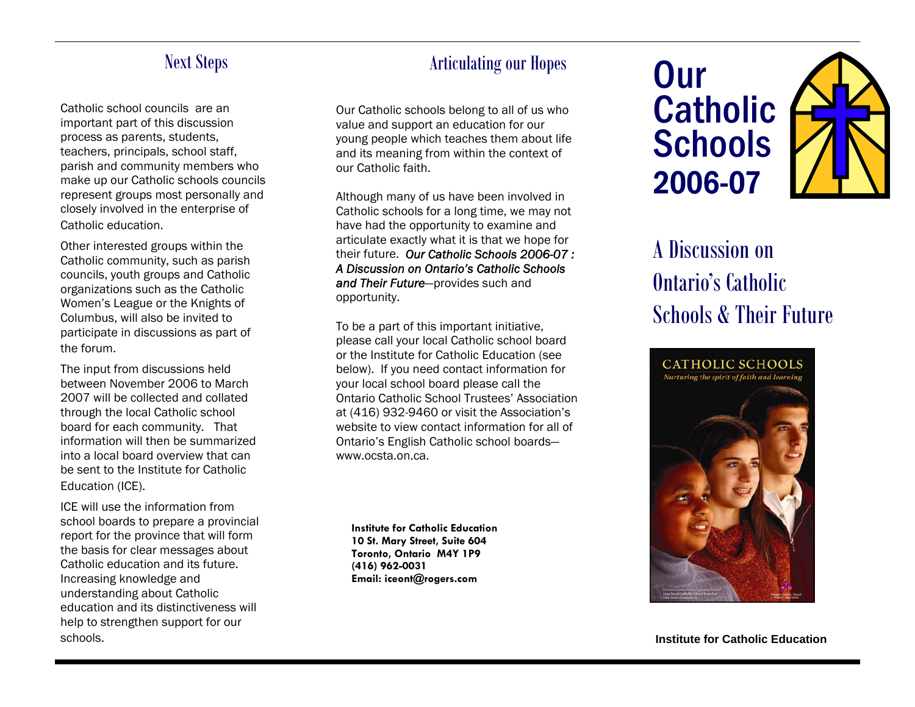## Next Steps

Catholic school councils are an important part of this discussion process as parents, students, teachers, principals, school staff, parish and community members who make up our Catholic schools councils represent groups most personally and closely involved in the enterprise of Catholic education.

Other interested groups within the Catholic community, such as parish councils, youth groups and Catholic organizations such as the Catholic Women's League or the Knights of Columbus, will also be invited to participate in discussions as part of the forum.

The input from discussions held between November 2006 to March 2007 will be collected and collated through the local Catholic school board for each community. That information will then be summarized into a local board overview that can be sent to the Institute for Catholic Education (ICE).

ICE will use the information from school boards to prepare a provincial report for the province that will form the basis for clear messages about Catholic education and its future. Increasing knowledge and understanding about Catholic education and its distinctiveness will help to strengthen support for our schools.

## Articulating our Hopes

Our Catholic schools belong to all of us who value and support an education for our young people which teaches them about life and its meaning from within the context of our Catholic faith.

Although many of us have been involved in Catholic schools for a long time, we may not have had the opportunity to examine and articulate exactly what it is that we hope for their future. ***Our Catholic Schools 2006-07 : A Discussion on Ontario's Catholic Schools and Their Future***—provides such and opportunity.

To be a part of this important initiative, please call your local Catholic school board or the Institute for Catholic Education (see below). If you need contact information for your local school board please call the Ontario Catholic School Trustees' Association at (416) 932-9460 or visit the Association's website to view contact information for all of Ontario's English Catholic school boards—www.ocsta.on.ca.

**Institute for Catholic Education**
**10 St. Mary Street, Suite 604**
**Toronto, Ontario M4Y 1P9**
**(416) 962-0031**
**Email: iceont@rogers.com**

# Our Catholic Schools 2006-07

## A Discussion on Ontario's Catholic Schools & Their Future

CATHOLIC SCHOOLS
*Nurturing the spirit of faith and learning*

**Institute for Catholic Education**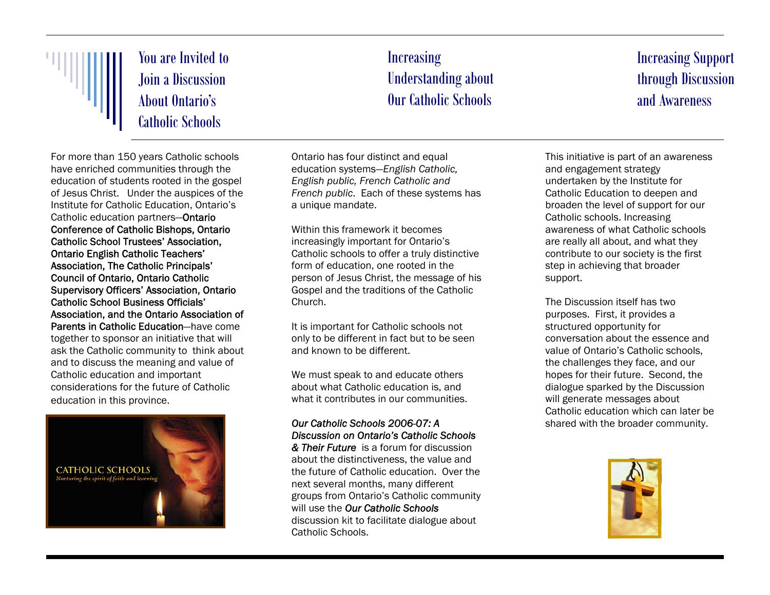## You are Invited to Join a Discussion About Ontario's Catholic Schools

For more than 150 years Catholic schools have enriched communities through the education of students rooted in the gospel of Jesus Christ. Under the auspices of the Institute for Catholic Education, Ontario's Catholic education partners—**Ontario Conference of Catholic Bishops, Ontario Catholic School Trustees' Association, Ontario English Catholic Teachers' Association, The Catholic Principals' Council of Ontario, Ontario Catholic Supervisory Officers' Association, Ontario Catholic School Business Officials' Association, and the Ontario Association of Parents in Catholic Education**—have come together to sponsor an initiative that will ask the Catholic community to think about and to discuss the meaning and value of Catholic education and important considerations for the future of Catholic education in this province.

CATHOLIC SCHOOLS

*Nurturing the spirit of faith and learning*

## Increasing Understanding about Our Catholic Schools

Ontario has four distinct and equal education systems—*English Catholic, English public, French Catholic and French public*. Each of these systems has a unique mandate.

Within this framework it becomes increasingly important for Ontario's Catholic schools to offer a truly distinctive form of education, one rooted in the person of Jesus Christ, the message of his Gospel and the traditions of the Catholic Church.

It is important for Catholic schools not only to be different in fact but to be seen and known to be different.

We must speak to and educate others about what Catholic education is, and what it contributes in our communities.

***Our Catholic Schools 2006-07: A Discussion on Ontario's Catholic Schools & Their Future*** is a forum for discussion about the distinctiveness, the value and the future of Catholic education. Over the next several months, many different groups from Ontario's Catholic community will use the ***Our Catholic Schools*** discussion kit to facilitate dialogue about Catholic Schools.

## Increasing Support through Discussion and Awareness

This initiative is part of an awareness and engagement strategy undertaken by the Institute for Catholic Education to deepen and broaden the level of support for our Catholic schools. Increasing awareness of what Catholic schools are really all about, and what they contribute to our society is the first step in achieving that broader support.

The Discussion itself has two purposes. First, it provides a structured opportunity for conversation about the essence and value of Ontario's Catholic schools, the challenges they face, and our hopes for their future. Second, the dialogue sparked by the Discussion will generate messages about Catholic education which can later be shared with the broader community.